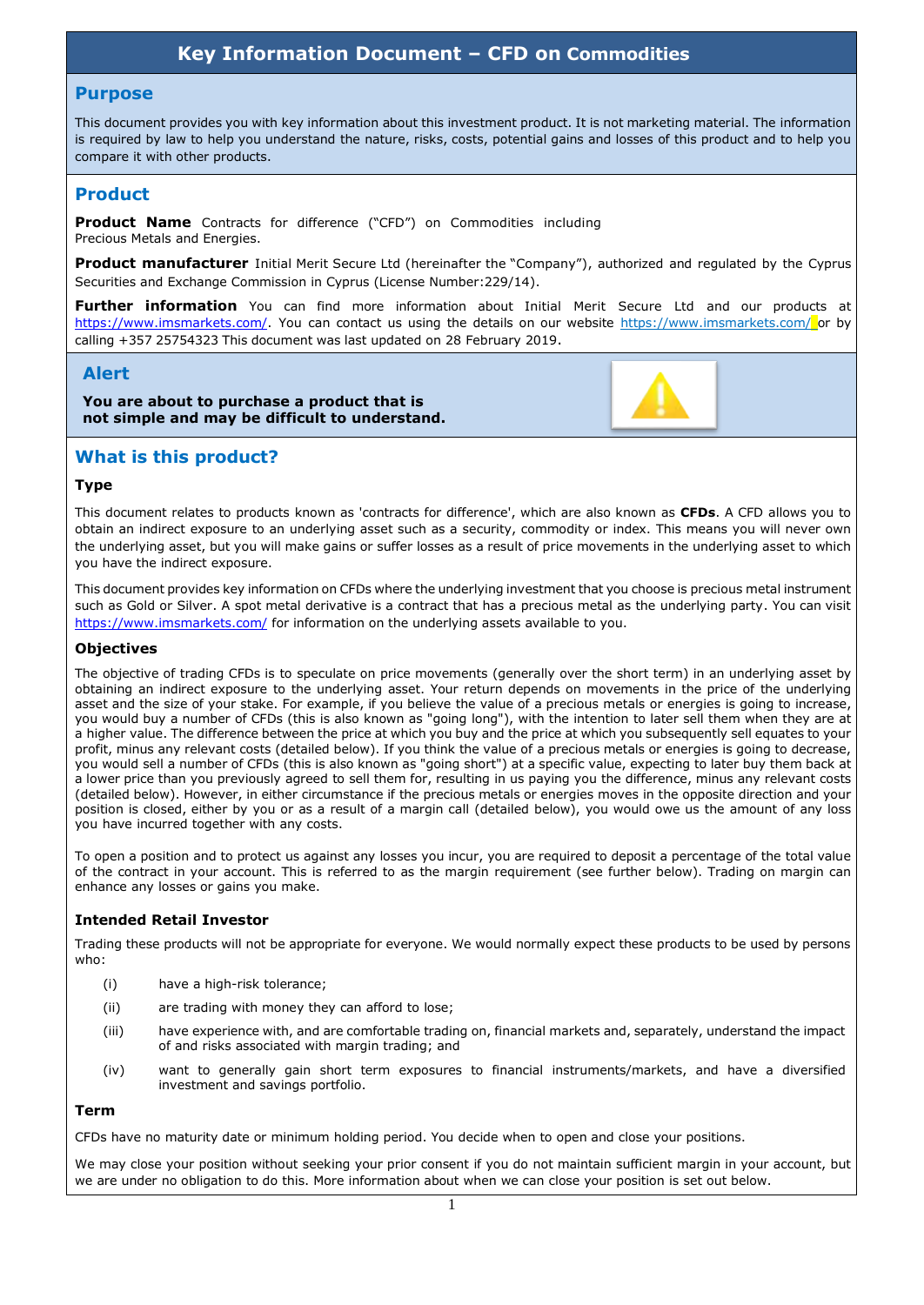# Key Information Document – CFD on Commodities

## Purpose

This document provides you with key information about this investment product. It is not marketing material. The information is required by law to help you understand the nature, risks, costs, potential gains and losses of this product and to help you compare it with other products.

## Product

**Product Name** Contracts for difference ("CFD") on Commodities including Precious Metals and Energies.

**Product manufacturer** Initial Merit Secure Ltd (hereinafter the "Company"), authorized and regulated by the Cyprus Securities and Exchange Commission in Cyprus (License Number:229/14).

**Further information** You can find more information about Initial Merit Secure Ltd and our products at https://www.imsmarkets.com/. You can contact us using the details on our website https://www.imsmarkets.com/ or by calling +357 25754323 This document was last updated on 28 February 2019.

## Alert

**You are about to purchase a product that is not simple and may be difficult to understand.**

## What is this product?

### Type

This document relates to products known as 'contracts for difference', which are also known as **CFDs**. A CFD allows you to obtain an indirect exposure to an underlying asset such as a security, commodity or index. This means you will never own the underlying asset, but you will make gains or suffer losses as a result of price movements in the underlying asset to which you have the indirect exposure.

This document provides key information on CFDs where the underlying investment that you choose is precious metal instrument such as Gold or Silver. A spot metal derivative is a contract that has a precious metal as the underlying party. You can visit https://www.imsmarkets.com/ for information on the underlying assets available to you.

### Objectives

The objective of trading CFDs is to speculate on price movements (generally over the short term) in an underlying asset by obtaining an indirect exposure to the underlying asset. Your return depends on movements in the price of the underlying asset and the size of your stake. For example, if you believe the value of a precious metals or energies is going to increase, you would buy a number of CFDs (this is also known as "going long"), with the intention to later sell them when they are at a higher value. The difference between the price at which you buy and the price at which you subsequently sell equates to your profit, minus any relevant costs (detailed below). If you think the value of a precious metals or energies is going to decrease, you would sell a number of CFDs (this is also known as "going short") at a specific value, expecting to later buy them back at a lower price than you previously agreed to sell them for, resulting in us paying you the difference, minus any relevant costs (detailed below). However, in either circumstance if the precious metals or energies moves in the opposite direction and your position is closed, either by you or as a result of a margin call (detailed below), you would owe us the amount of any loss you have incurred together with any costs.

To open a position and to protect us against any losses you incur, you are required to deposit a percentage of the total value of the contract in your account. This is referred to as the margin requirement (see further below). Trading on margin can enhance any losses or gains you make.

### Intended Retail Investor

Trading these products will not be appropriate for everyone. We would normally expect these products to be used by persons who:

(i) have a high-risk tolerance;

(ii) are trading with money they can afford to lose;

(iii) have experience with, and are comfortable trading on, financial markets and, separately, understand the impact of and risks associated with margin trading; and

(iv) want to generally gain short term exposures to financial instruments/markets, and have a diversified investment and savings portfolio.

### Term

CFDs have no maturity date or minimum holding period. You decide when to open and close your positions.

We may close your position without seeking your prior consent if you do not maintain sufficient margin in your account, but we are under no obligation to do this. More information about when we can close your position is set out below.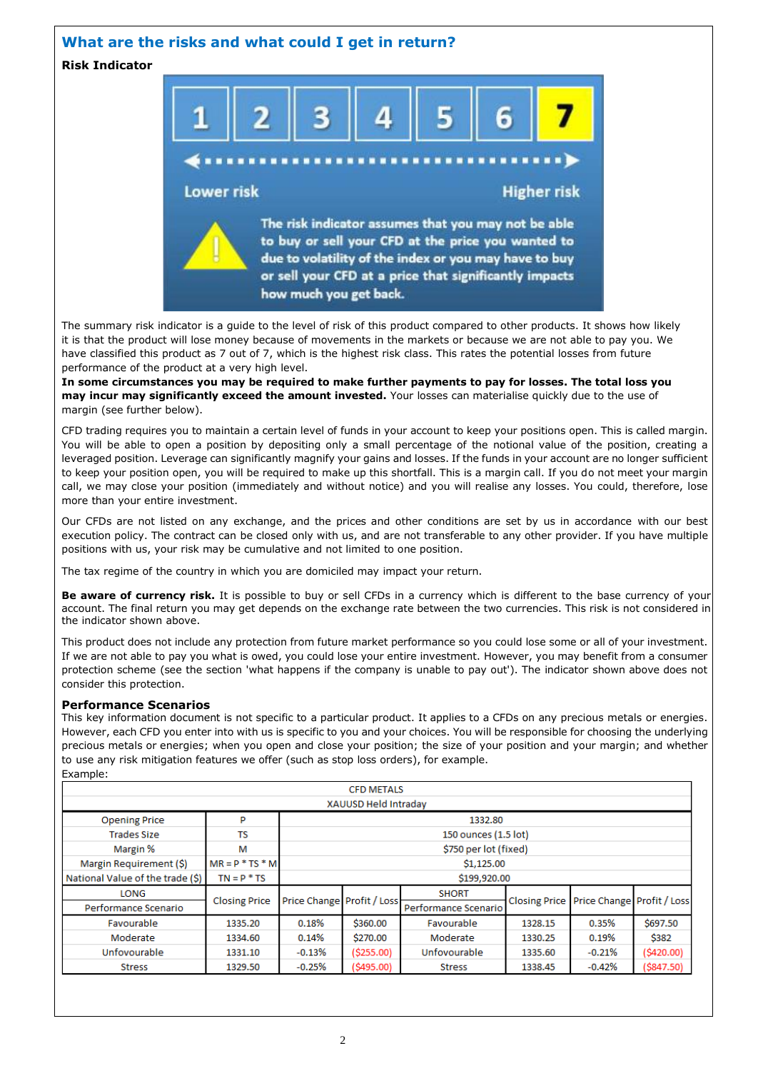## What are the risks and what could I get in return?

**Risk Indicator**

1 2 3 4 5 6 **7**

Lower risk — Higher risk

The risk indicator assumes that you may not be able to buy or sell your CFD at the price you wanted to due to volatility of the index or you may have to buy or sell your CFD at a price that significantly impacts how much you get back.

The summary risk indicator is a guide to the level of risk of this product compared to other products. It shows how likely it is that the product will lose money because of movements in the markets or because we are not able to pay you. We have classified this product as 7 out of 7, which is the highest risk class. This rates the potential losses from future performance of the product at a very high level.

**In some circumstances you may be required to make further payments to pay for losses. The total loss you may incur may significantly exceed the amount invested.** Your losses can materialise quickly due to the use of margin (see further below).

CFD trading requires you to maintain a certain level of funds in your account to keep your positions open. This is called margin. You will be able to open a position by depositing only a small percentage of the notional value of the position, creating a leveraged position. Leverage can significantly magnify your gains and losses. If the funds in your account are no longer sufficient to keep your position open, you will be required to make up this shortfall. This is a margin call. If you do not meet your margin call, we may close your position (immediately and without notice) and you will realise any losses. You could, therefore, lose more than your entire investment.

Our CFDs are not listed on any exchange, and the prices and other conditions are set by us in accordance with our best execution policy. The contract can be closed only with us, and are not transferable to any other provider. If you have multiple positions with us, your risk may be cumulative and not limited to one position.

The tax regime of the country in which you are domiciled may impact your return.

**Be aware of currency risk.** It is possible to buy or sell CFDs in a currency which is different to the base currency of your account. The final return you may get depends on the exchange rate between the two currencies. This risk is not considered in the indicator shown above.

This product does not include any protection from future market performance so you could lose some or all of your investment. If we are not able to pay you what is owed, you could lose your entire investment. However, you may benefit from a consumer protection scheme (see the section 'what happens if the company is unable to pay out'). The indicator shown above does not consider this protection.

### Performance Scenarios

This key information document is not specific to a particular product. It applies to a CFDs on any precious metals or energies. However, each CFD you enter into with us is specific to you and your choices. You will be responsible for choosing the underlying precious metals or energies; when you open and close your position; the size of your position and your margin; and whether to use any risk mitigation features we offer (such as stop loss orders), for example.

Example:

| CFD METALS | | | | | | | |
|---|---|---|---|---|---|---|---|
| XAUUSD Held Intraday | | | | | | | |
| Opening Price | P | 1332.80 | | | | | |
| Trades Size | TS | 150 ounces (1.5 lot) | | | | | |
| Margin % | M | $750 per lot (fixed) | | | | | |
| Margin Requirement ($) | MR = P * TS * M | $1,125.00 | | | | | |
| National Value of the trade ($) | TN = P * TS | $199,920.00 | | | | | |
| LONG Performance Scenario | Closing Price | Price Change | Profit / Loss | SHORT Performance Scenario | Closing Price | Price Change | Profit / Loss |
| Favourable | 1335.20 | 0.18% | $360.00 | Favourable | 1328.15 | 0.35% | $697.50 |
| Moderate | 1334.60 | 0.14% | $270.00 | Moderate | 1330.25 | 0.19% | $382 |
| Unfovourable | 1331.10 | -0.13% | ($255.00) | Unfovourable | 1335.60 | -0.21% | ($420.00) |
| Stress | 1329.50 | -0.25% | ($495.00) | Stress | 1338.45 | -0.42% | ($847.50) |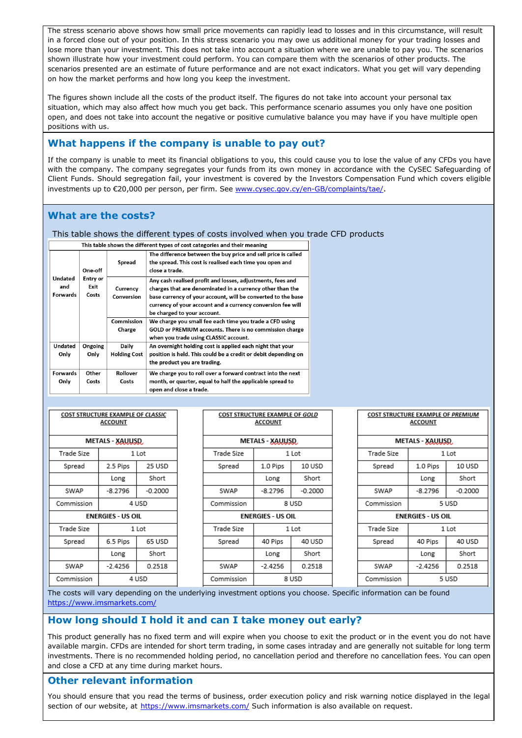The stress scenario above shows how small price movements can rapidly lead to losses and in this circumstance, will result in a forced close out of your position. In this stress scenario you may owe us additional money for your trading losses and lose more than your investment. This does not take into account a situation where we are unable to pay you. The scenarios shown illustrate how your investment could perform. You can compare them with the scenarios of other products. The scenarios presented are an estimate of future performance and are not exact indicators. What you get will vary depending on how the market performs and how long you keep the investment.

The figures shown include all the costs of the product itself. The figures do not take into account your personal tax situation, which may also affect how much you get back. This performance scenario assumes you only have one position open, and does not take into account the negative or positive cumulative balance you may have if you have multiple open positions with us.

## What happens if the company is unable to pay out?

If the company is unable to meet its financial obligations to you, this could cause you to lose the value of any CFDs you have with the company. The company segregates your funds from its own money in accordance with the CySEC Safeguarding of Client Funds. Should segregation fail, your investment is covered by the Investors Compensation Fund which covers eligible investments up to €20,000 per person, per firm. See www.cysec.gov.cy/en-GB/complaints/tae/.

## What are the costs?

This table shows the different types of costs involved when you trade CFD products

| This table shows the different types of cost categories and their meaning | | | |
|---|---|---|---|
| Undated and Forwards | One-off Entry or Exit Costs | Spread | The difference between the buy price and sell price is called the spread. This cost is realised each time you open and close a trade. |
| | | Currency Conversion | Any cash realised profit and losses, adjustments, fees and charges that are denominated in a currency other than the base currency of your account, will be converted to the base currency of your account and a currency conversion fee will be charged to your account. |
| | | Commission Charge | We charge you small fee each time you trade a CFD using GOLD or PREMIUM accounts. There is no commission charge when you trade using CLASSIC account. |
| Undated Only | Ongoing Only | Daily Holding Cost | An overnight holding cost is applied each night that your position is held. This could be a credit or debit depending on the product you are trading. |
| Forwards Only | Other Costs | Rollover Costs | We charge you to roll over a forward contract into the next month, or quarter, equal to half the applicable spread to open and close a trade. |

| COST STRUCTURE EXAMPLE OF *CLASSIC* ACCOUNT | | |
|---|---|---|
| **METALS - XAUUSD** | | |
| Trade Size | 1 Lot | |
| Spread | 2.5 Pips | 25 USD |
| | Long | Short |
| SWAP | -8.2796 | -0.2000 |
| Commission | 4 USD | |
| **ENERGIES - US OIL** | | |
| Trade Size | 1 Lot | |
| Spread | 6.5 Pips | 65 USD |
| | Long | Short |
| SWAP | -2.4256 | 0.2518 |
| Commission | 4 USD | |

| COST STRUCTURE EXAMPLE OF *GOLD* ACCOUNT | | |
|---|---|---|
| **METALS - XAUUSD** | | |
| Trade Size | 1 Lot | |
| Spread | 1.0 Pips | 10 USD |
| | Long | Short |
| SWAP | -8.2796 | -0.2000 |
| Commission | 8 USD | |
| **ENERGIES - US OIL** | | |
| Trade Size | 1 Lot | |
| Spread | 40 Pips | 40 USD |
| | Long | Short |
| SWAP | -2.4256 | 0.2518 |
| Commission | 8 USD | |

| COST STRUCTURE EXAMPLE OF *PREMIUM* ACCOUNT | | |
|---|---|---|
| **METALS - XAUUSD** | | |
| Trade Size | 1 Lot | |
| Spread | 1.0 Pips | 10 USD |
| | Long | Short |
| SWAP | -8.2796 | -0.2000 |
| Commission | 5 USD | |
| **ENERGIES - US OIL** | | |
| Trade Size | 1 Lot | |
| Spread | 40 Pips | 40 USD |
| | Long | Short |
| SWAP | -2.4256 | 0.2518 |
| Commission | 5 USD | |

The costs will vary depending on the underlying investment options you choose. Specific information can be found https://www.imsmarkets.com/

## How long should I hold it and can I take money out early?

This product generally has no fixed term and will expire when you choose to exit the product or in the event you do not have available margin. CFDs are intended for short term trading, in some cases intraday and are generally not suitable for long term investments. There is no recommended holding period, no cancellation period and therefore no cancellation fees. You can open and close a CFD at any time during market hours.

## Other relevant information

You should ensure that you read the terms of business, order execution policy and risk warning notice displayed in the legal section of our website, at https://www.imsmarkets.com/ Such information is also available on request.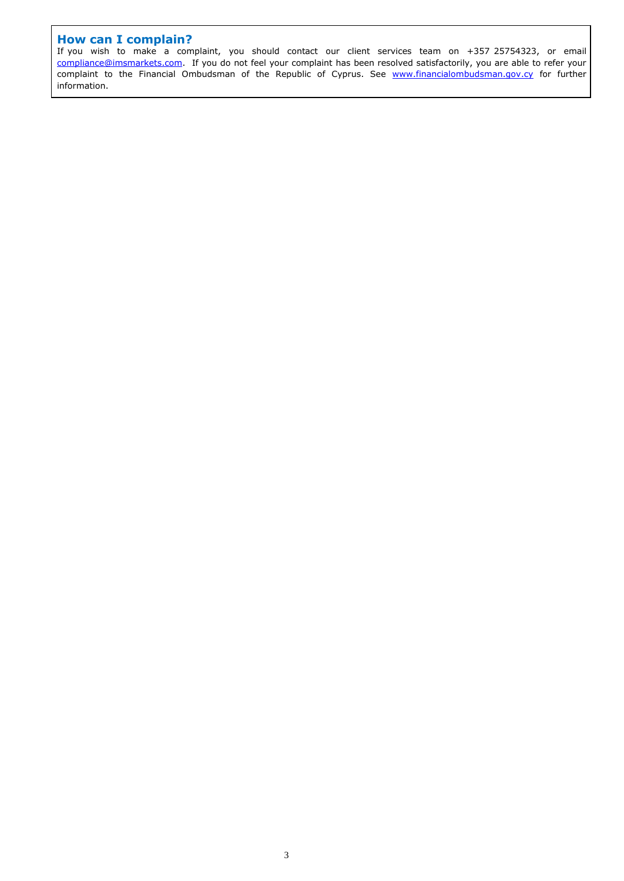## How can I complain?

If you wish to make a complaint, you should contact our client services team on +357 25754323, or email compliance@imsmarkets.com. If you do not feel your complaint has been resolved satisfactorily, you are able to refer your complaint to the Financial Ombudsman of the Republic of Cyprus. See www.financialombudsman.gov.cy for further information.